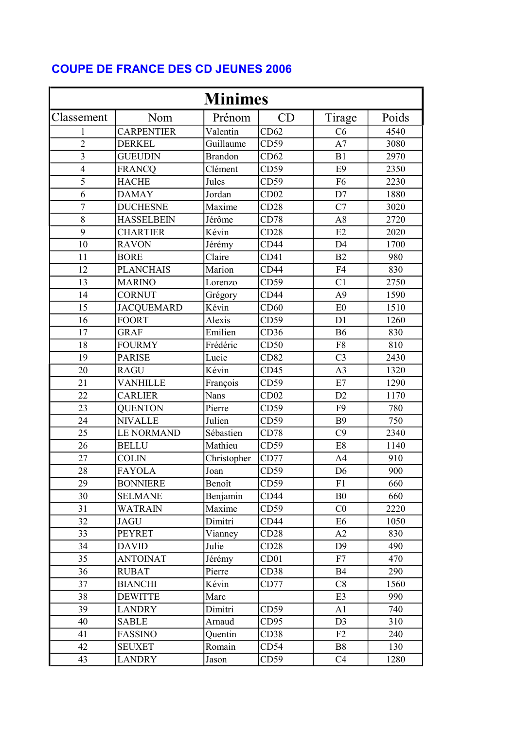# COUPE DE FRANCE DES CD JEUNES 2006

| Minimes | | | | | |
|---|---|---|---|---|---|
| Classement | Nom | Prénom | CD | Tirage | Poids |
| 1 | CARPENTIER | Valentin | CD62 | C6 | 4540 |
| 2 | DERKEL | Guillaume | CD59 | A7 | 3080 |
| 3 | GUEUDIN | Brandon | CD62 | B1 | 2970 |
| 4 | FRANCQ | Clément | CD59 | E9 | 2350 |
| 5 | HACHE | Jules | CD59 | F6 | 2230 |
| 6 | DAMAY | Jordan | CD02 | D7 | 1880 |
| 7 | DUCHESNE | Maxime | CD28 | C7 | 3020 |
| 8 | HASSELBEIN | Jérôme | CD78 | A8 | 2720 |
| 9 | CHARTIER | Kévin | CD28 | E2 | 2020 |
| 10 | RAVON | Jérémy | CD44 | D4 | 1700 |
| 11 | BORE | Claire | CD41 | B2 | 980 |
| 12 | PLANCHAIS | Marion | CD44 | F4 | 830 |
| 13 | MARINO | Lorenzo | CD59 | C1 | 2750 |
| 14 | CORNUT | Grégory | CD44 | A9 | 1590 |
| 15 | JACQUEMARD | Kévin | CD60 | E0 | 1510 |
| 16 | FOORT | Alexis | CD59 | D1 | 1260 |
| 17 | GRAF | Emilien | CD36 | B6 | 830 |
| 18 | FOURMY | Frédéric | CD50 | F8 | 810 |
| 19 | PARISE | Lucie | CD82 | C3 | 2430 |
| 20 | RAGU | Kévin | CD45 | A3 | 1320 |
| 21 | VANHILLE | François | CD59 | E7 | 1290 |
| 22 | CARLIER | Nans | CD02 | D2 | 1170 |
| 23 | QUENTON | Pierre | CD59 | F9 | 780 |
| 24 | NIVALLE | Julien | CD59 | B9 | 750 |
| 25 | LE NORMAND | Sébastien | CD78 | C9 | 2340 |
| 26 | BELLU | Mathieu | CD59 | E8 | 1140 |
| 27 | COLIN | Christopher | CD77 | A4 | 910 |
| 28 | FAYOLA | Joan | CD59 | D6 | 900 |
| 29 | BONNIERE | Benoît | CD59 | F1 | 660 |
| 30 | SELMANE | Benjamin | CD44 | B0 | 660 |
| 31 | WATRAIN | Maxime | CD59 | C0 | 2220 |
| 32 | JAGU | Dimitri | CD44 | E6 | 1050 |
| 33 | PEYRET | Vianney | CD28 | A2 | 830 |
| 34 | DAVID | Julie | CD28 | D9 | 490 |
| 35 | ANTOINAT | Jérémy | CD01 | F7 | 470 |
| 36 | RUBAT | Pierre | CD38 | B4 | 290 |
| 37 | BIANCHI | Kévin | CD77 | C8 | 1560 |
| 38 | DEWITTE | Marc | | E3 | 990 |
| 39 | LANDRY | Dimitri | CD59 | A1 | 740 |
| 40 | SABLE | Arnaud | CD95 | D3 | 310 |
| 41 | FASSINO | Quentin | CD38 | F2 | 240 |
| 42 | SEUXET | Romain | CD54 | B8 | 130 |
| 43 | LANDRY | Jason | CD59 | C4 | 1280 |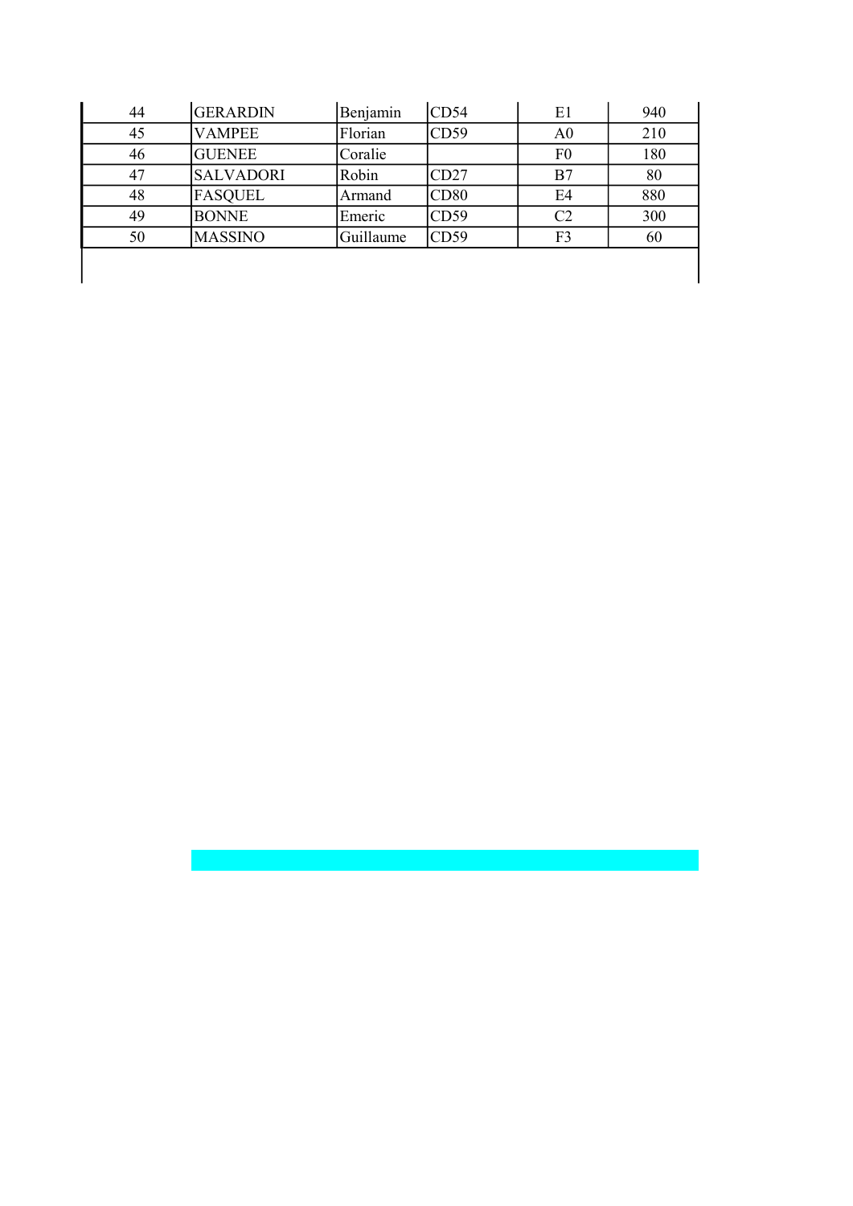| | | | | | |
|---|---|---|---|---|---|
| 44 | GERARDIN | Benjamin | CD54 | E1 | 940 |
| 45 | VAMPEE | Florian | CD59 | A0 | 210 |
| 46 | GUENEE | Coralie | | F0 | 180 |
| 47 | SALVADORI | Robin | CD27 | B7 | 80 |
| 48 | FASQUEL | Armand | CD80 | E4 | 880 |
| 49 | BONNE | Emeric | CD59 | C2 | 300 |
| 50 | MASSINO | Guillaume | CD59 | F3 | 60 |